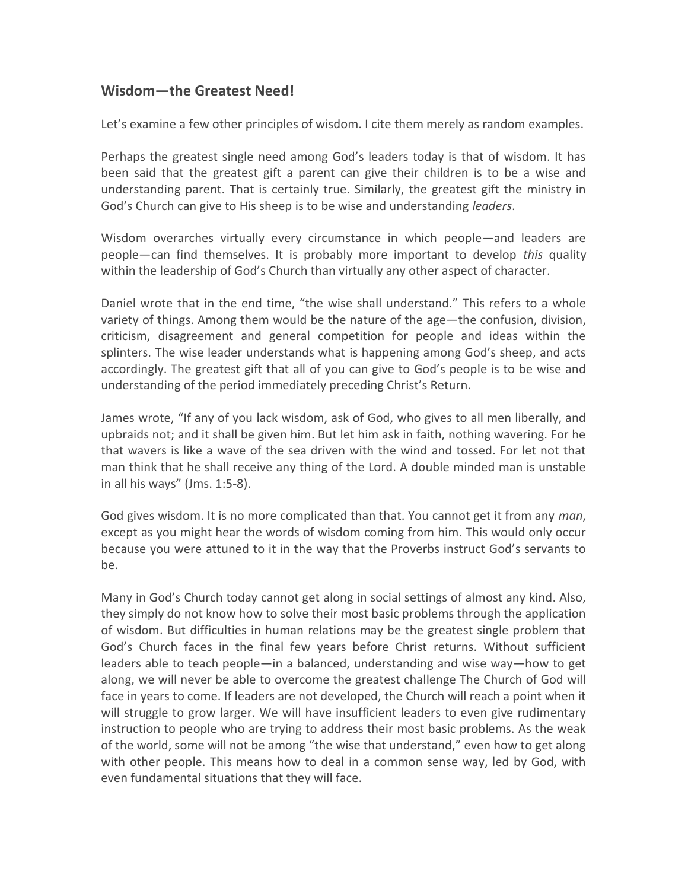## Wisdom—the Greatest Need!

Let's examine a few other principles of wisdom. I cite them merely as random examples.

Perhaps the greatest single need among God's leaders today is that of wisdom. It has been said that the greatest gift a parent can give their children is to be a wise and understanding parent. That is certainly true. Similarly, the greatest gift the ministry in God's Church can give to His sheep is to be wise and understanding *leaders*.

Wisdom overarches virtually every circumstance in which people—and leaders are people—can find themselves. It is probably more important to develop *this* quality within the leadership of God's Church than virtually any other aspect of character.

Daniel wrote that in the end time, "the wise shall understand." This refers to a whole variety of things. Among them would be the nature of the age—the confusion, division, criticism, disagreement and general competition for people and ideas within the splinters. The wise leader understands what is happening among God's sheep, and acts accordingly. The greatest gift that all of you can give to God's people is to be wise and understanding of the period immediately preceding Christ's Return.

James wrote, "If any of you lack wisdom, ask of God, who gives to all men liberally, and upbraids not; and it shall be given him. But let him ask in faith, nothing wavering. For he that wavers is like a wave of the sea driven with the wind and tossed. For let not that man think that he shall receive any thing of the Lord. A double minded man is unstable in all his ways" (Jms. 1:5-8).

God gives wisdom. It is no more complicated than that. You cannot get it from any *man*, except as you might hear the words of wisdom coming from him. This would only occur because you were attuned to it in the way that the Proverbs instruct God's servants to be.

Many in God's Church today cannot get along in social settings of almost any kind. Also, they simply do not know how to solve their most basic problems through the application of wisdom. But difficulties in human relations may be the greatest single problem that God's Church faces in the final few years before Christ returns. Without sufficient leaders able to teach people—in a balanced, understanding and wise way—how to get along, we will never be able to overcome the greatest challenge The Church of God will face in years to come. If leaders are not developed, the Church will reach a point when it will struggle to grow larger. We will have insufficient leaders to even give rudimentary instruction to people who are trying to address their most basic problems. As the weak of the world, some will not be among "the wise that understand," even how to get along with other people. This means how to deal in a common sense way, led by God, with even fundamental situations that they will face.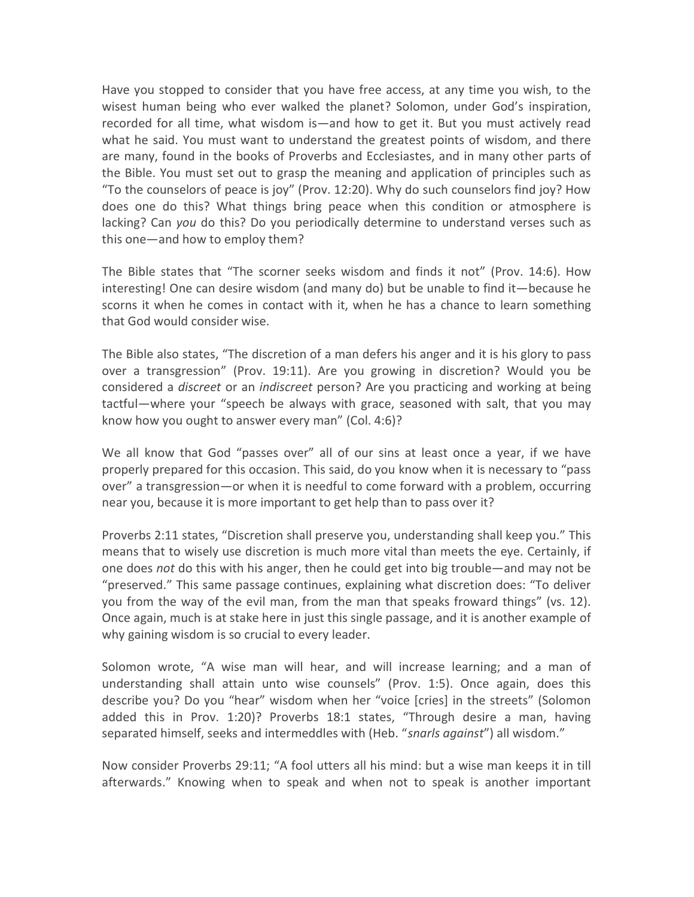Have you stopped to consider that you have free access, at any time you wish, to the wisest human being who ever walked the planet? Solomon, under God's inspiration, recorded for all time, what wisdom is—and how to get it. But you must actively read what he said. You must want to understand the greatest points of wisdom, and there are many, found in the books of Proverbs and Ecclesiastes, and in many other parts of the Bible. You must set out to grasp the meaning and application of principles such as "To the counselors of peace is joy" (Prov. 12:20). Why do such counselors find joy? How does one do this? What things bring peace when this condition or atmosphere is lacking? Can *you* do this? Do you periodically determine to understand verses such as this one—and how to employ them?

The Bible states that "The scorner seeks wisdom and finds it not" (Prov. 14:6). How interesting! One can desire wisdom (and many do) but be unable to find it—because he scorns it when he comes in contact with it, when he has a chance to learn something that God would consider wise.

The Bible also states, "The discretion of a man defers his anger and it is his glory to pass over a transgression" (Prov. 19:11). Are you growing in discretion? Would you be considered a *discreet* or an *indiscreet* person? Are you practicing and working at being tactful—where your "speech be always with grace, seasoned with salt, that you may know how you ought to answer every man" (Col. 4:6)?

We all know that God "passes over" all of our sins at least once a year, if we have properly prepared for this occasion. This said, do you know when it is necessary to "pass over" a transgression—or when it is needful to come forward with a problem, occurring near you, because it is more important to get help than to pass over it?

Proverbs 2:11 states, "Discretion shall preserve you, understanding shall keep you." This means that to wisely use discretion is much more vital than meets the eye. Certainly, if one does *not* do this with his anger, then he could get into big trouble—and may not be "preserved." This same passage continues, explaining what discretion does: "To deliver you from the way of the evil man, from the man that speaks froward things" (vs. 12). Once again, much is at stake here in just this single passage, and it is another example of why gaining wisdom is so crucial to every leader.

Solomon wrote, "A wise man will hear, and will increase learning; and a man of understanding shall attain unto wise counsels" (Prov. 1:5). Once again, does this describe you? Do you "hear" wisdom when her "voice [cries] in the streets" (Solomon added this in Prov. 1:20)? Proverbs 18:1 states, "Through desire a man, having separated himself, seeks and intermeddles with (Heb. "*snarls against*") all wisdom."

Now consider Proverbs 29:11; "A fool utters all his mind: but a wise man keeps it in till afterwards." Knowing when to speak and when not to speak is another important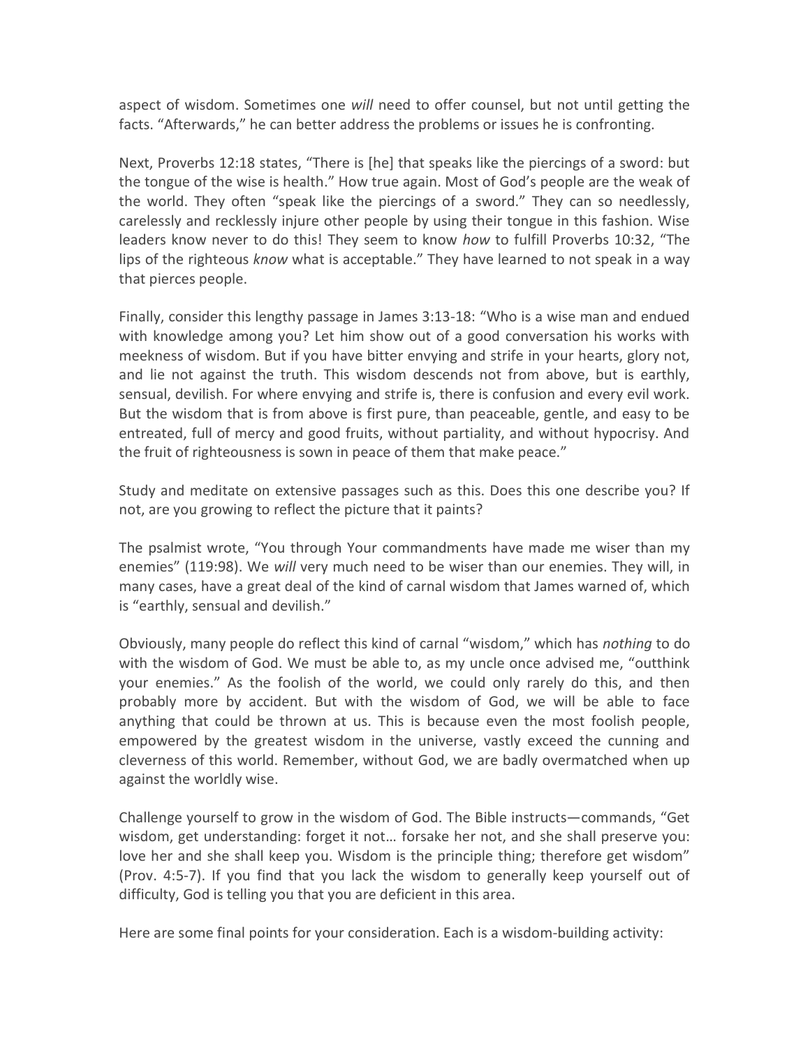aspect of wisdom. Sometimes one *will* need to offer counsel, but not until getting the facts. "Afterwards," he can better address the problems or issues he is confronting.

Next, Proverbs 12:18 states, "There is [he] that speaks like the piercings of a sword: but the tongue of the wise is health." How true again. Most of God's people are the weak of the world. They often "speak like the piercings of a sword." They can so needlessly, carelessly and recklessly injure other people by using their tongue in this fashion. Wise leaders know never to do this! They seem to know *how* to fulfill Proverbs 10:32, "The lips of the righteous *know* what is acceptable." They have learned to not speak in a way that pierces people.

Finally, consider this lengthy passage in James 3:13-18: "Who is a wise man and endued with knowledge among you? Let him show out of a good conversation his works with meekness of wisdom. But if you have bitter envying and strife in your hearts, glory not, and lie not against the truth. This wisdom descends not from above, but is earthly, sensual, devilish. For where envying and strife is, there is confusion and every evil work. But the wisdom that is from above is first pure, than peaceable, gentle, and easy to be entreated, full of mercy and good fruits, without partiality, and without hypocrisy. And the fruit of righteousness is sown in peace of them that make peace."

Study and meditate on extensive passages such as this. Does this one describe you? If not, are you growing to reflect the picture that it paints?

The psalmist wrote, "You through Your commandments have made me wiser than my enemies" (119:98). We *will* very much need to be wiser than our enemies. They will, in many cases, have a great deal of the kind of carnal wisdom that James warned of, which is "earthly, sensual and devilish."

Obviously, many people do reflect this kind of carnal "wisdom," which has *nothing* to do with the wisdom of God. We must be able to, as my uncle once advised me, "outthink your enemies." As the foolish of the world, we could only rarely do this, and then probably more by accident. But with the wisdom of God, we will be able to face anything that could be thrown at us. This is because even the most foolish people, empowered by the greatest wisdom in the universe, vastly exceed the cunning and cleverness of this world. Remember, without God, we are badly overmatched when up against the worldly wise.

Challenge yourself to grow in the wisdom of God. The Bible instructs—commands, "Get wisdom, get understanding: forget it not… forsake her not, and she shall preserve you: love her and she shall keep you. Wisdom is the principle thing; therefore get wisdom" (Prov. 4:5-7). If you find that you lack the wisdom to generally keep yourself out of difficulty, God is telling you that you are deficient in this area.

Here are some final points for your consideration. Each is a wisdom-building activity: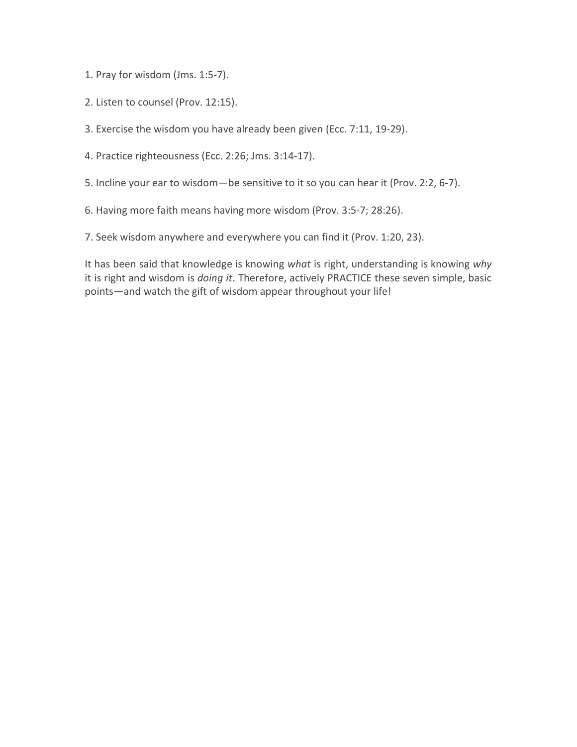1. Pray for wisdom (Jms. 1:5-7).

2. Listen to counsel (Prov. 12:15).

3. Exercise the wisdom you have already been given (Ecc. 7:11, 19-29).

4. Practice righteousness (Ecc. 2:26; Jms. 3:14-17).

5. Incline your ear to wisdom—be sensitive to it so you can hear it (Prov. 2:2, 6-7).

6. Having more faith means having more wisdom (Prov. 3:5-7; 28:26).

7. Seek wisdom anywhere and everywhere you can find it (Prov. 1:20, 23).

It has been said that knowledge is knowing *what* is right, understanding is knowing *why* it is right and wisdom is *doing it*. Therefore, actively PRACTICE these seven simple, basic points—and watch the gift of wisdom appear throughout your life!